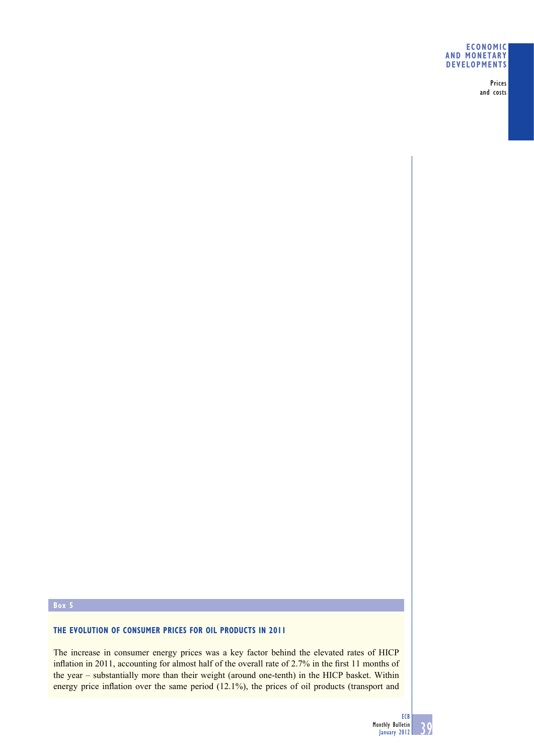**Box 5**

## THE EVOLUTION OF CONSUMER PRICES FOR OIL PRODUCTS IN 2011

The increase in consumer energy prices was a key factor behind the elevated rates of HICP inflation in 2011, accounting for almost half of the overall rate of 2.7% in the first 11 months of the year – substantially more than their weight (around one-tenth) in the HICP basket. Within energy price inflation over the same period (12.1%), the prices of oil products (transport and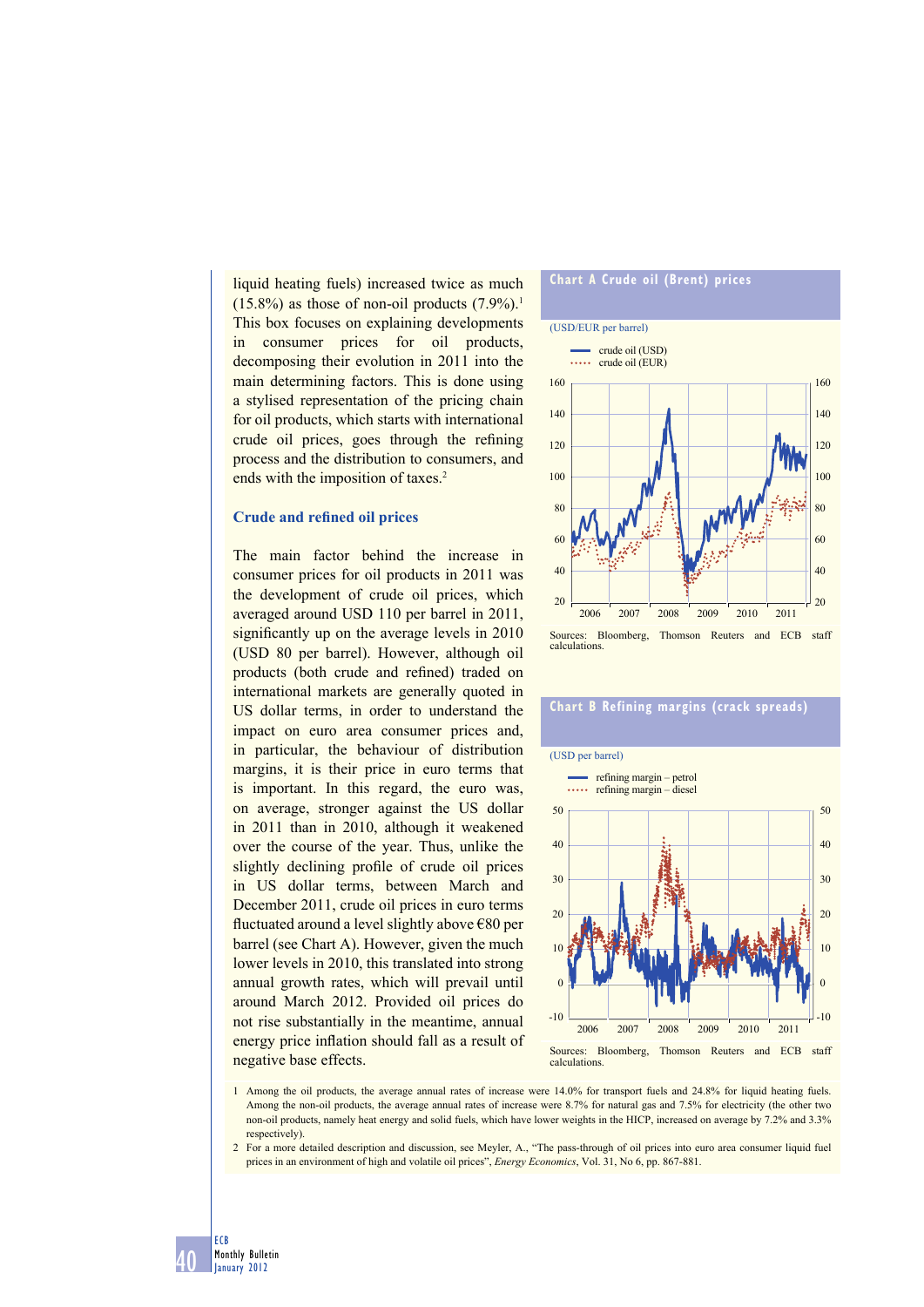liquid heating fuels) increased twice as much (15.8%) as those of non-oil products (7.9%).[1] This box focuses on explaining developments in consumer prices for oil products, decomposing their evolution in 2011 into the main determining factors. This is done using a stylised representation of the pricing chain for oil products, which starts with international crude oil prices, goes through the refining process and the distribution to consumers, and ends with the imposition of taxes.[2]

### Crude and refined oil prices

The main factor behind the increase in consumer prices for oil products in 2011 was the development of crude oil prices, which averaged around USD 110 per barrel in 2011, significantly up on the average levels in 2010 (USD 80 per barrel). However, although oil products (both crude and refined) traded on international markets are generally quoted in US dollar terms, in order to understand the impact on euro area consumer prices and, in particular, the behaviour of distribution margins, it is their price in euro terms that is important. In this regard, the euro was, on average, stronger against the US dollar in 2011 than in 2010, although it weakened over the course of the year. Thus, unlike the slightly declining profile of crude oil prices in US dollar terms, between March and December 2011, crude oil prices in euro terms fluctuated around a level slightly above €80 per barrel (see Chart A). However, given the much lower levels in 2010, this translated into strong annual growth rates, which will prevail until around March 2012. Provided oil prices do not rise substantially in the meantime, annual energy price inflation should fall as a result of negative base effects.

**Chart A Crude oil (Brent) prices**

(USD/EUR per barrel)

Sources: Bloomberg, Thomson Reuters and ECB staff calculations.

**Chart B Refining margins (crack spreads)**

(USD per barrel)

Sources: Bloomberg, Thomson Reuters and ECB staff calculations.

1 Among the oil products, the average annual rates of increase were 14.0% for transport fuels and 24.8% for liquid heating fuels. Among the non-oil products, the average annual rates of increase were 8.7% for natural gas and 7.5% for electricity (the other two non-oil products, namely heat energy and solid fuels, which have lower weights in the HICP, increased on average by 7.2% and 3.3% respectively).

2 For a more detailed description and discussion, see Meyler, A., "The pass-through of oil prices into euro area consumer liquid fuel prices in an environment of high and volatile oil prices", *Energy Economics*, Vol. 31, No 6, pp. 867-881.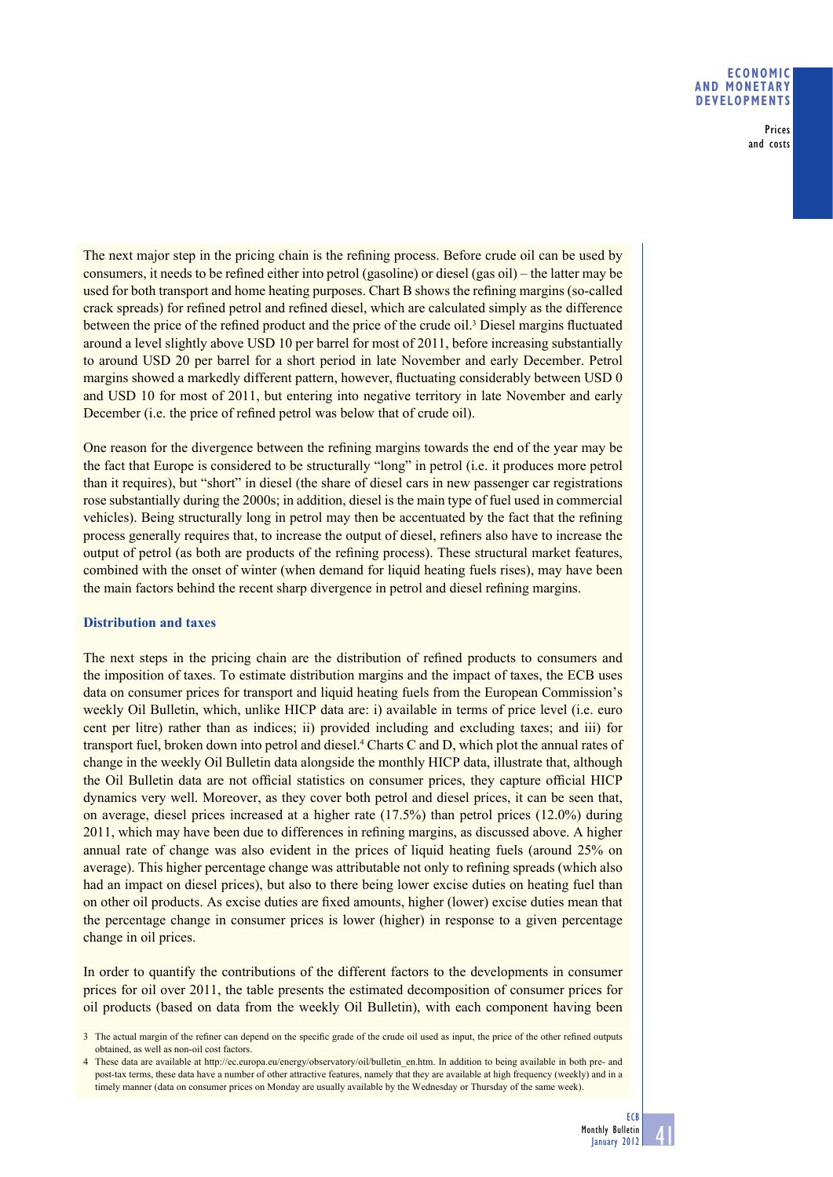The next major step in the pricing chain is the refining process. Before crude oil can be used by consumers, it needs to be refined either into petrol (gasoline) or diesel (gas oil) – the latter may be used for both transport and home heating purposes. Chart B shows the refining margins (so-called crack spreads) for refined petrol and refined diesel, which are calculated simply as the difference between the price of the refined product and the price of the crude oil.[3] Diesel margins fluctuated around a level slightly above USD 10 per barrel for most of 2011, before increasing substantially to around USD 20 per barrel for a short period in late November and early December. Petrol margins showed a markedly different pattern, however, fluctuating considerably between USD 0 and USD 10 for most of 2011, but entering into negative territory in late November and early December (i.e. the price of refined petrol was below that of crude oil).

One reason for the divergence between the refining margins towards the end of the year may be the fact that Europe is considered to be structurally "long" in petrol (i.e. it produces more petrol than it requires), but "short" in diesel (the share of diesel cars in new passenger car registrations rose substantially during the 2000s; in addition, diesel is the main type of fuel used in commercial vehicles). Being structurally long in petrol may then be accentuated by the fact that the refining process generally requires that, to increase the output of diesel, refiners also have to increase the output of petrol (as both are products of the refining process). These structural market features, combined with the onset of winter (when demand for liquid heating fuels rises), may have been the main factors behind the recent sharp divergence in petrol and diesel refining margins.

### Distribution and taxes

The next steps in the pricing chain are the distribution of refined products to consumers and the imposition of taxes. To estimate distribution margins and the impact of taxes, the ECB uses data on consumer prices for transport and liquid heating fuels from the European Commission's weekly Oil Bulletin, which, unlike HICP data are: i) available in terms of price level (i.e. euro cent per litre) rather than as indices; ii) provided including and excluding taxes; and iii) for transport fuel, broken down into petrol and diesel.[4] Charts C and D, which plot the annual rates of change in the weekly Oil Bulletin data alongside the monthly HICP data, illustrate that, although the Oil Bulletin data are not official statistics on consumer prices, they capture official HICP dynamics very well. Moreover, as they cover both petrol and diesel prices, it can be seen that, on average, diesel prices increased at a higher rate (17.5%) than petrol prices (12.0%) during 2011, which may have been due to differences in refining margins, as discussed above. A higher annual rate of change was also evident in the prices of liquid heating fuels (around 25% on average). This higher percentage change was attributable not only to refining spreads (which also had an impact on diesel prices), but also to there being lower excise duties on heating fuel than on other oil products. As excise duties are fixed amounts, higher (lower) excise duties mean that the percentage change in consumer prices is lower (higher) in response to a given percentage change in oil prices.

In order to quantify the contributions of the different factors to the developments in consumer prices for oil over 2011, the table presents the estimated decomposition of consumer prices for oil products (based on data from the weekly Oil Bulletin), with each component having been

3 The actual margin of the refiner can depend on the specific grade of the crude oil used as input, the price of the other refined outputs obtained, as well as non-oil cost factors.

4 These data are available at http://ec.europa.eu/energy/observatory/oil/bulletin_en.htm. In addition to being available in both pre- and post-tax terms, these data have a number of other attractive features, namely that they are available at high frequency (weekly) and in a timely manner (data on consumer prices on Monday are usually available by the Wednesday or Thursday of the same week).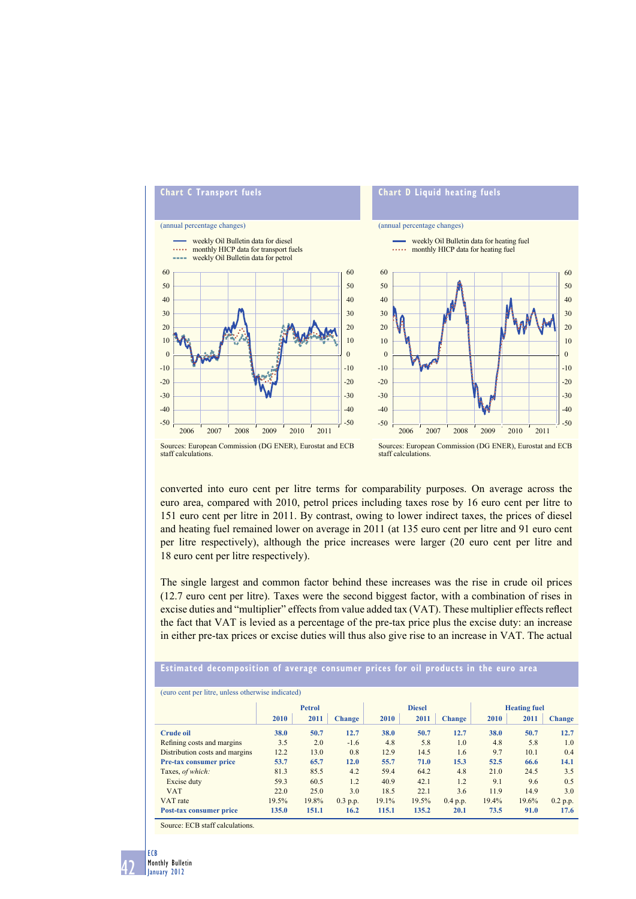### Chart C Transport fuels

(annual percentage changes)

- weekly Oil Bulletin data for diesel
- monthly HICP data for transport fuels
- weekly Oil Bulletin data for petrol

Sources: European Commission (DG ENER), Eurostat and ECB staff calculations.

### Chart D Liquid heating fuels

(annual percentage changes)

- weekly Oil Bulletin data for heating fuel
- monthly HICP data for heating fuel

Sources: European Commission (DG ENER), Eurostat and ECB staff calculations.

converted into euro cent per litre terms for comparability purposes. On average across the euro area, compared with 2010, petrol prices including taxes rose by 16 euro cent per litre to 151 euro cent per litre in 2011. By contrast, owing to lower indirect taxes, the prices of diesel and heating fuel remained lower on average in 2011 (at 135 euro cent per litre and 91 euro cent per litre respectively), although the price increases were larger (20 euro cent per litre and 18 euro cent per litre respectively).

The single largest and common factor behind these increases was the rise in crude oil prices (12.7 euro cent per litre). Taxes were the second biggest factor, with a combination of rises in excise duties and "multiplier" effects from value added tax (VAT). These multiplier effects reflect the fact that VAT is levied as a percentage of the pre-tax price plus the excise duty: an increase in either pre-tax prices or excise duties will thus also give rise to an increase in VAT. The actual

### Estimated decomposition of average consumer prices for oil products in the euro area

(euro cent per litre, unless otherwise indicated)

| | Petrol | | | Diesel | | | Heating fuel | | |
|---|---|---|---|---|---|---|---|---|---|
| | 2010 | 2011 | Change | 2010 | 2011 | Change | 2010 | 2011 | Change |
| **Crude oil** | **38.0** | **50.7** | **12.7** | **38.0** | **50.7** | **12.7** | **38.0** | **50.7** | **12.7** |
| Refining costs and margins | 3.5 | 2.0 | -1.6 | 4.8 | 5.8 | 1.0 | 4.8 | 5.8 | 1.0 |
| Distribution costs and margins | 12.2 | 13.0 | 0.8 | 12.9 | 14.5 | 1.6 | 9.7 | 10.1 | 0.4 |
| **Pre-tax consumer price** | **53.7** | **65.7** | **12.0** | **55.7** | **71.0** | **15.3** | **52.5** | **66.6** | **14.1** |
| Taxes, *of which:* | 81.3 | 85.5 | 4.2 | 59.4 | 64.2 | 4.8 | 21.0 | 24.5 | 3.5 |
| Excise duty | 59.3 | 60.5 | 1.2 | 40.9 | 42.1 | 1.2 | 9.1 | 9.6 | 0.5 |
| VAT | 22.0 | 25.0 | 3.0 | 18.5 | 22.1 | 3.6 | 11.9 | 14.9 | 3.0 |
| VAT rate | 19.5% | 19.8% | 0.3 p.p. | 19.1% | 19.5% | 0.4 p.p. | 19.4% | 19.6% | 0.2 p.p. |
| **Post-tax consumer price** | **135.0** | **151.1** | **16.2** | **115.1** | **135.2** | **20.1** | **73.5** | **91.0** | **17.6** |

Source: ECB staff calculations.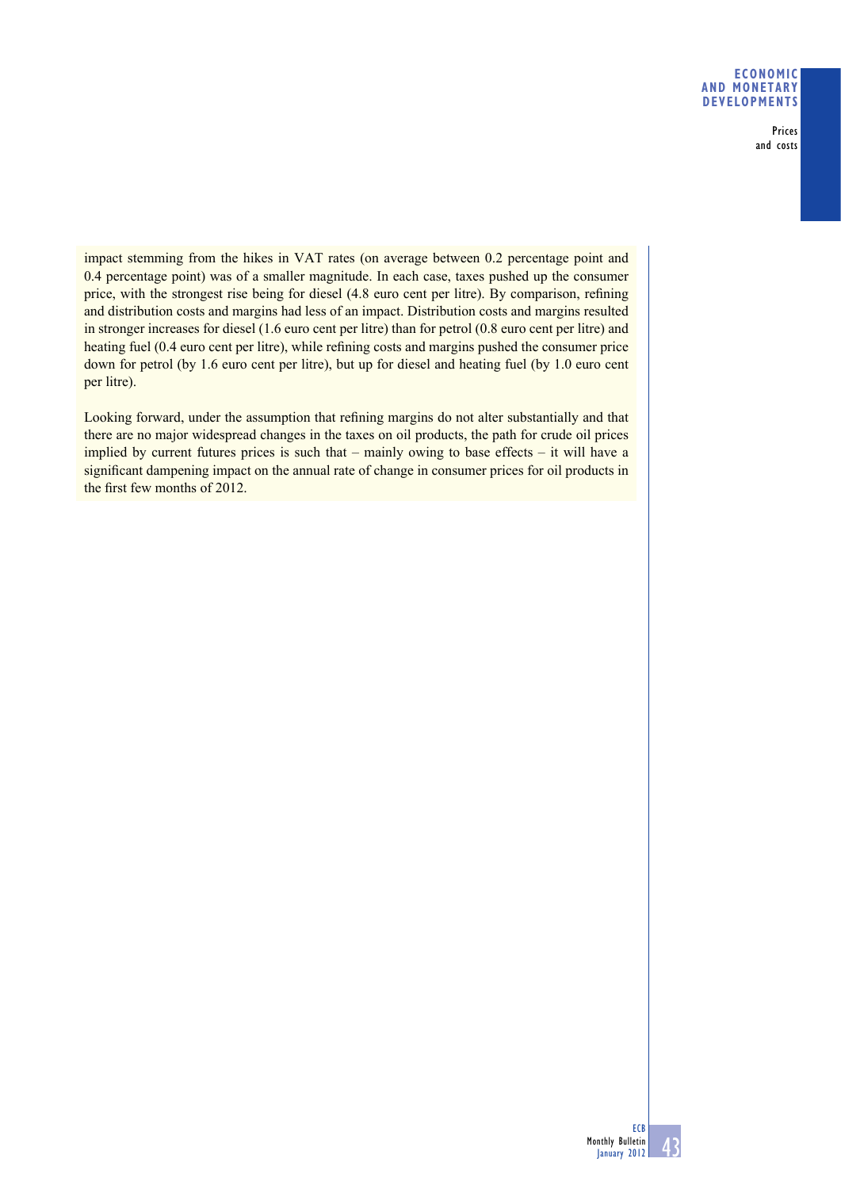impact stemming from the hikes in VAT rates (on average between 0.2 percentage point and 0.4 percentage point) was of a smaller magnitude. In each case, taxes pushed up the consumer price, with the strongest rise being for diesel (4.8 euro cent per litre). By comparison, refining and distribution costs and margins had less of an impact. Distribution costs and margins resulted in stronger increases for diesel (1.6 euro cent per litre) than for petrol (0.8 euro cent per litre) and heating fuel (0.4 euro cent per litre), while refining costs and margins pushed the consumer price down for petrol (by 1.6 euro cent per litre), but up for diesel and heating fuel (by 1.0 euro cent per litre).

Looking forward, under the assumption that refining margins do not alter substantially and that there are no major widespread changes in the taxes on oil products, the path for crude oil prices implied by current futures prices is such that – mainly owing to base effects – it will have a significant dampening impact on the annual rate of change in consumer prices for oil products in the first few months of 2012.